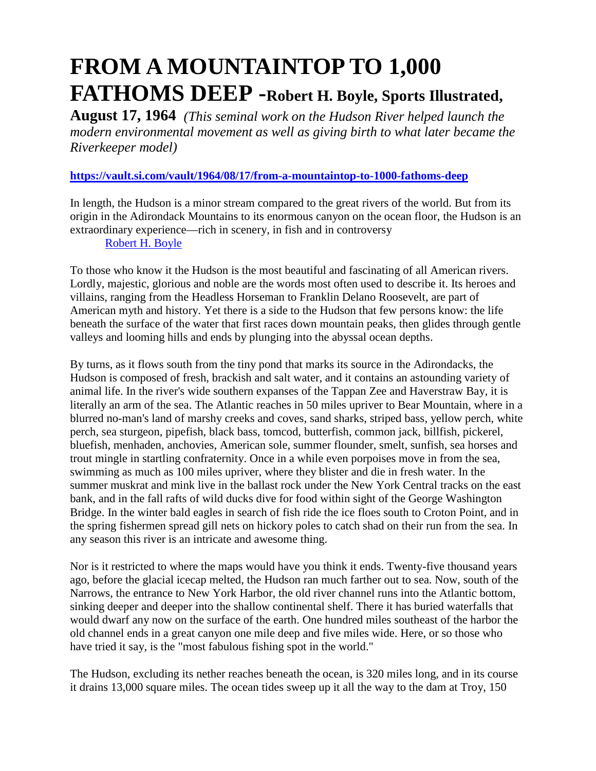# FROM A MOUNTAINTOP TO 1,000 FATHOMS DEEP -Robert H. Boyle, Sports Illustrated, August 17, 1964

*(This seminal work on the Hudson River helped launch the modern environmental movement as well as giving birth to what later became the Riverkeeper model)*

**https://vault.si.com/vault/1964/08/17/from-a-mountaintop-to-1000-fathoms-deep**

In length, the Hudson is a minor stream compared to the great rivers of the world. But from its origin in the Adirondack Mountains to its enormous canyon on the ocean floor, the Hudson is an extraordinary experience—rich in scenery, in fish and in controversy

Robert H. Boyle

To those who know it the Hudson is the most beautiful and fascinating of all American rivers. Lordly, majestic, glorious and noble are the words most often used to describe it. Its heroes and villains, ranging from the Headless Horseman to Franklin Delano Roosevelt, are part of American myth and history. Yet there is a side to the Hudson that few persons know: the life beneath the surface of the water that first races down mountain peaks, then glides through gentle valleys and looming hills and ends by plunging into the abyssal ocean depths.

By turns, as it flows south from the tiny pond that marks its source in the Adirondacks, the Hudson is composed of fresh, brackish and salt water, and it contains an astounding variety of animal life. In the river's wide southern expanses of the Tappan Zee and Haverstraw Bay, it is literally an arm of the sea. The Atlantic reaches in 50 miles upriver to Bear Mountain, where in a blurred no-man's land of marshy creeks and coves, sand sharks, striped bass, yellow perch, white perch, sea sturgeon, pipefish, black bass, tomcod, butterfish, common jack, billfish, pickerel, bluefish, menhaden, anchovies, American sole, summer flounder, smelt, sunfish, sea horses and trout mingle in startling confraternity. Once in a while even porpoises move in from the sea, swimming as much as 100 miles upriver, where they blister and die in fresh water. In the summer muskrat and mink live in the ballast rock under the New York Central tracks on the east bank, and in the fall rafts of wild ducks dive for food within sight of the George Washington Bridge. In the winter bald eagles in search of fish ride the ice floes south to Croton Point, and in the spring fishermen spread gill nets on hickory poles to catch shad on their run from the sea. In any season this river is an intricate and awesome thing.

Nor is it restricted to where the maps would have you think it ends. Twenty-five thousand years ago, before the glacial icecap melted, the Hudson ran much farther out to sea. Now, south of the Narrows, the entrance to New York Harbor, the old river channel runs into the Atlantic bottom, sinking deeper and deeper into the shallow continental shelf. There it has buried waterfalls that would dwarf any now on the surface of the earth. One hundred miles southeast of the harbor the old channel ends in a great canyon one mile deep and five miles wide. Here, or so those who have tried it say, is the "most fabulous fishing spot in the world."

The Hudson, excluding its nether reaches beneath the ocean, is 320 miles long, and in its course it drains 13,000 square miles. The ocean tides sweep up it all the way to the dam at Troy, 150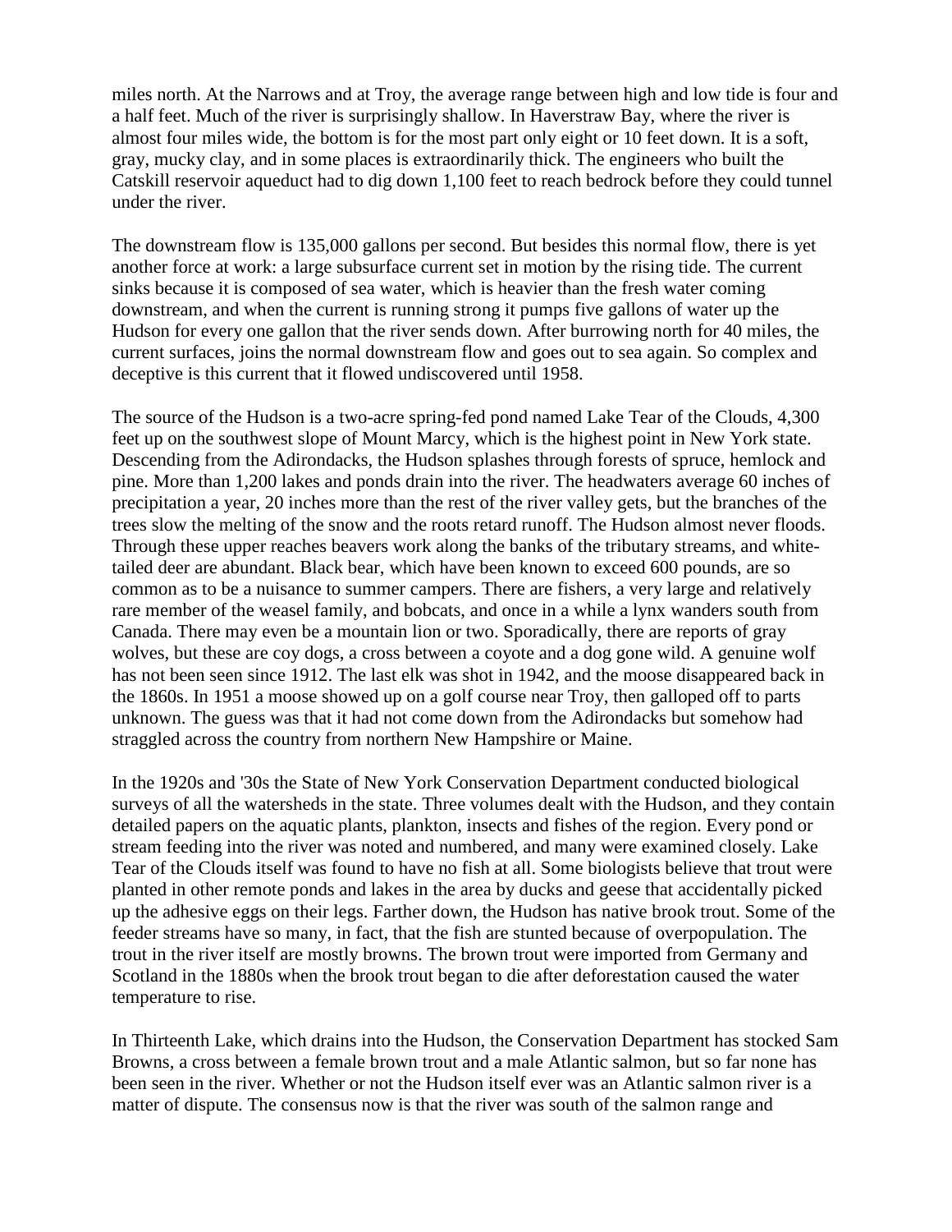miles north. At the Narrows and at Troy, the average range between high and low tide is four and a half feet. Much of the river is surprisingly shallow. In Haverstraw Bay, where the river is almost four miles wide, the bottom is for the most part only eight or 10 feet down. It is a soft, gray, mucky clay, and in some places is extraordinarily thick. The engineers who built the Catskill reservoir aqueduct had to dig down 1,100 feet to reach bedrock before they could tunnel under the river.

The downstream flow is 135,000 gallons per second. But besides this normal flow, there is yet another force at work: a large subsurface current set in motion by the rising tide. The current sinks because it is composed of sea water, which is heavier than the fresh water coming downstream, and when the current is running strong it pumps five gallons of water up the Hudson for every one gallon that the river sends down. After burrowing north for 40 miles, the current surfaces, joins the normal downstream flow and goes out to sea again. So complex and deceptive is this current that it flowed undiscovered until 1958.

The source of the Hudson is a two-acre spring-fed pond named Lake Tear of the Clouds, 4,300 feet up on the southwest slope of Mount Marcy, which is the highest point in New York state. Descending from the Adirondacks, the Hudson splashes through forests of spruce, hemlock and pine. More than 1,200 lakes and ponds drain into the river. The headwaters average 60 inches of precipitation a year, 20 inches more than the rest of the river valley gets, but the branches of the trees slow the melting of the snow and the roots retard runoff. The Hudson almost never floods. Through these upper reaches beavers work along the banks of the tributary streams, and white-tailed deer are abundant. Black bear, which have been known to exceed 600 pounds, are so common as to be a nuisance to summer campers. There are fishers, a very large and relatively rare member of the weasel family, and bobcats, and once in a while a lynx wanders south from Canada. There may even be a mountain lion or two. Sporadically, there are reports of gray wolves, but these are coy dogs, a cross between a coyote and a dog gone wild. A genuine wolf has not been seen since 1912. The last elk was shot in 1942, and the moose disappeared back in the 1860s. In 1951 a moose showed up on a golf course near Troy, then galloped off to parts unknown. The guess was that it had not come down from the Adirondacks but somehow had straggled across the country from northern New Hampshire or Maine.

In the 1920s and '30s the State of New York Conservation Department conducted biological surveys of all the watersheds in the state. Three volumes dealt with the Hudson, and they contain detailed papers on the aquatic plants, plankton, insects and fishes of the region. Every pond or stream feeding into the river was noted and numbered, and many were examined closely. Lake Tear of the Clouds itself was found to have no fish at all. Some biologists believe that trout were planted in other remote ponds and lakes in the area by ducks and geese that accidentally picked up the adhesive eggs on their legs. Farther down, the Hudson has native brook trout. Some of the feeder streams have so many, in fact, that the fish are stunted because of overpopulation. The trout in the river itself are mostly browns. The brown trout were imported from Germany and Scotland in the 1880s when the brook trout began to die after deforestation caused the water temperature to rise.

In Thirteenth Lake, which drains into the Hudson, the Conservation Department has stocked Sam Browns, a cross between a female brown trout and a male Atlantic salmon, but so far none has been seen in the river. Whether or not the Hudson itself ever was an Atlantic salmon river is a matter of dispute. The consensus now is that the river was south of the salmon range and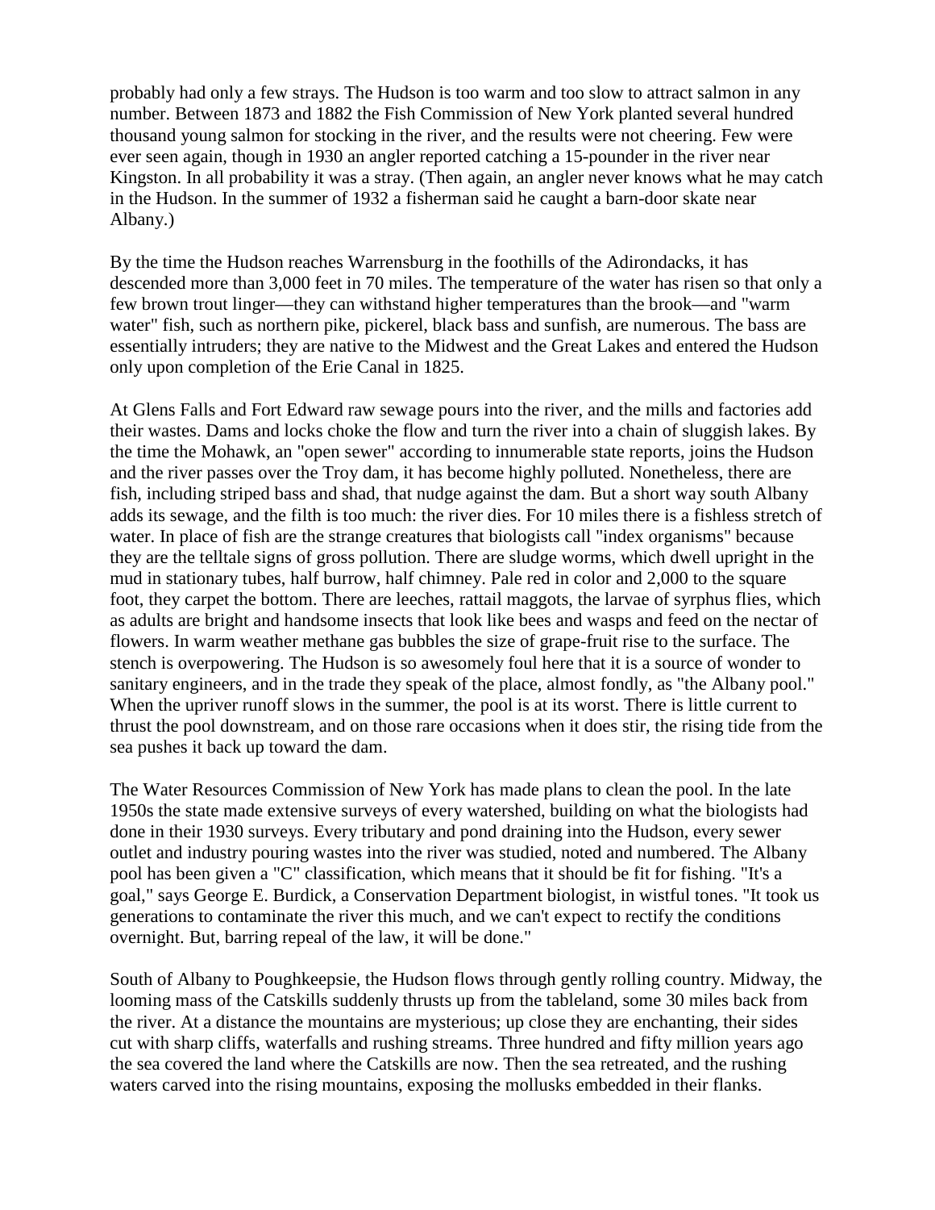probably had only a few strays. The Hudson is too warm and too slow to attract salmon in any number. Between 1873 and 1882 the Fish Commission of New York planted several hundred thousand young salmon for stocking in the river, and the results were not cheering. Few were ever seen again, though in 1930 an angler reported catching a 15-pounder in the river near Kingston. In all probability it was a stray. (Then again, an angler never knows what he may catch in the Hudson. In the summer of 1932 a fisherman said he caught a barn-door skate near Albany.)

By the time the Hudson reaches Warrensburg in the foothills of the Adirondacks, it has descended more than 3,000 feet in 70 miles. The temperature of the water has risen so that only a few brown trout linger—they can withstand higher temperatures than the brook—and "warm water" fish, such as northern pike, pickerel, black bass and sunfish, are numerous. The bass are essentially intruders; they are native to the Midwest and the Great Lakes and entered the Hudson only upon completion of the Erie Canal in 1825.

At Glens Falls and Fort Edward raw sewage pours into the river, and the mills and factories add their wastes. Dams and locks choke the flow and turn the river into a chain of sluggish lakes. By the time the Mohawk, an "open sewer" according to innumerable state reports, joins the Hudson and the river passes over the Troy dam, it has become highly polluted. Nonetheless, there are fish, including striped bass and shad, that nudge against the dam. But a short way south Albany adds its sewage, and the filth is too much: the river dies. For 10 miles there is a fishless stretch of water. In place of fish are the strange creatures that biologists call "index organisms" because they are the telltale signs of gross pollution. There are sludge worms, which dwell upright in the mud in stationary tubes, half burrow, half chimney. Pale red in color and 2,000 to the square foot, they carpet the bottom. There are leeches, rattail maggots, the larvae of syrphus flies, which as adults are bright and handsome insects that look like bees and wasps and feed on the nectar of flowers. In warm weather methane gas bubbles the size of grape-fruit rise to the surface. The stench is overpowering. The Hudson is so awesomely foul here that it is a source of wonder to sanitary engineers, and in the trade they speak of the place, almost fondly, as "the Albany pool." When the upriver runoff slows in the summer, the pool is at its worst. There is little current to thrust the pool downstream, and on those rare occasions when it does stir, the rising tide from the sea pushes it back up toward the dam.

The Water Resources Commission of New York has made plans to clean the pool. In the late 1950s the state made extensive surveys of every watershed, building on what the biologists had done in their 1930 surveys. Every tributary and pond draining into the Hudson, every sewer outlet and industry pouring wastes into the river was studied, noted and numbered. The Albany pool has been given a "C" classification, which means that it should be fit for fishing. "It's a goal," says George E. Burdick, a Conservation Department biologist, in wistful tones. "It took us generations to contaminate the river this much, and we can't expect to rectify the conditions overnight. But, barring repeal of the law, it will be done."

South of Albany to Poughkeepsie, the Hudson flows through gently rolling country. Midway, the looming mass of the Catskills suddenly thrusts up from the tableland, some 30 miles back from the river. At a distance the mountains are mysterious; up close they are enchanting, their sides cut with sharp cliffs, waterfalls and rushing streams. Three hundred and fifty million years ago the sea covered the land where the Catskills are now. Then the sea retreated, and the rushing waters carved into the rising mountains, exposing the mollusks embedded in their flanks.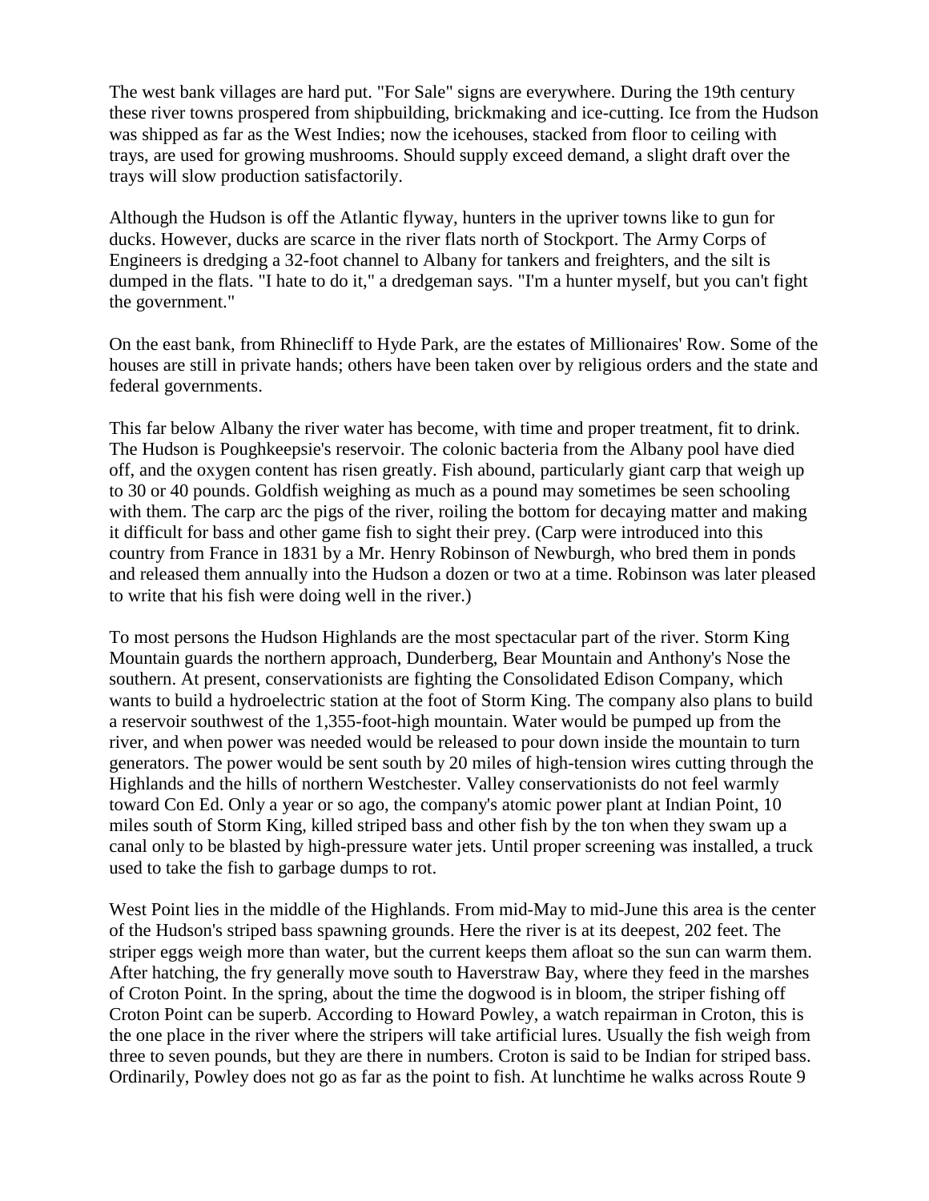The west bank villages are hard put. "For Sale" signs are everywhere. During the 19th century these river towns prospered from shipbuilding, brickmaking and ice-cutting. Ice from the Hudson was shipped as far as the West Indies; now the icehouses, stacked from floor to ceiling with trays, are used for growing mushrooms. Should supply exceed demand, a slight draft over the trays will slow production satisfactorily.

Although the Hudson is off the Atlantic flyway, hunters in the upriver towns like to gun for ducks. However, ducks are scarce in the river flats north of Stockport. The Army Corps of Engineers is dredging a 32-foot channel to Albany for tankers and freighters, and the silt is dumped in the flats. "I hate to do it," a dredgeman says. "I'm a hunter myself, but you can't fight the government."

On the east bank, from Rhinecliff to Hyde Park, are the estates of Millionaires' Row. Some of the houses are still in private hands; others have been taken over by religious orders and the state and federal governments.

This far below Albany the river water has become, with time and proper treatment, fit to drink. The Hudson is Poughkeepsie's reservoir. The colonic bacteria from the Albany pool have died off, and the oxygen content has risen greatly. Fish abound, particularly giant carp that weigh up to 30 or 40 pounds. Goldfish weighing as much as a pound may sometimes be seen schooling with them. The carp arc the pigs of the river, roiling the bottom for decaying matter and making it difficult for bass and other game fish to sight their prey. (Carp were introduced into this country from France in 1831 by a Mr. Henry Robinson of Newburgh, who bred them in ponds and released them annually into the Hudson a dozen or two at a time. Robinson was later pleased to write that his fish were doing well in the river.)

To most persons the Hudson Highlands are the most spectacular part of the river. Storm King Mountain guards the northern approach, Dunderberg, Bear Mountain and Anthony's Nose the southern. At present, conservationists are fighting the Consolidated Edison Company, which wants to build a hydroelectric station at the foot of Storm King. The company also plans to build a reservoir southwest of the 1,355-foot-high mountain. Water would be pumped up from the river, and when power was needed would be released to pour down inside the mountain to turn generators. The power would be sent south by 20 miles of high-tension wires cutting through the Highlands and the hills of northern Westchester. Valley conservationists do not feel warmly toward Con Ed. Only a year or so ago, the company's atomic power plant at Indian Point, 10 miles south of Storm King, killed striped bass and other fish by the ton when they swam up a canal only to be blasted by high-pressure water jets. Until proper screening was installed, a truck used to take the fish to garbage dumps to rot.

West Point lies in the middle of the Highlands. From mid-May to mid-June this area is the center of the Hudson's striped bass spawning grounds. Here the river is at its deepest, 202 feet. The striper eggs weigh more than water, but the current keeps them afloat so the sun can warm them. After hatching, the fry generally move south to Haverstraw Bay, where they feed in the marshes of Croton Point. In the spring, about the time the dogwood is in bloom, the striper fishing off Croton Point can be superb. According to Howard Powley, a watch repairman in Croton, this is the one place in the river where the stripers will take artificial lures. Usually the fish weigh from three to seven pounds, but they are there in numbers. Croton is said to be Indian for striped bass. Ordinarily, Powley does not go as far as the point to fish. At lunchtime he walks across Route 9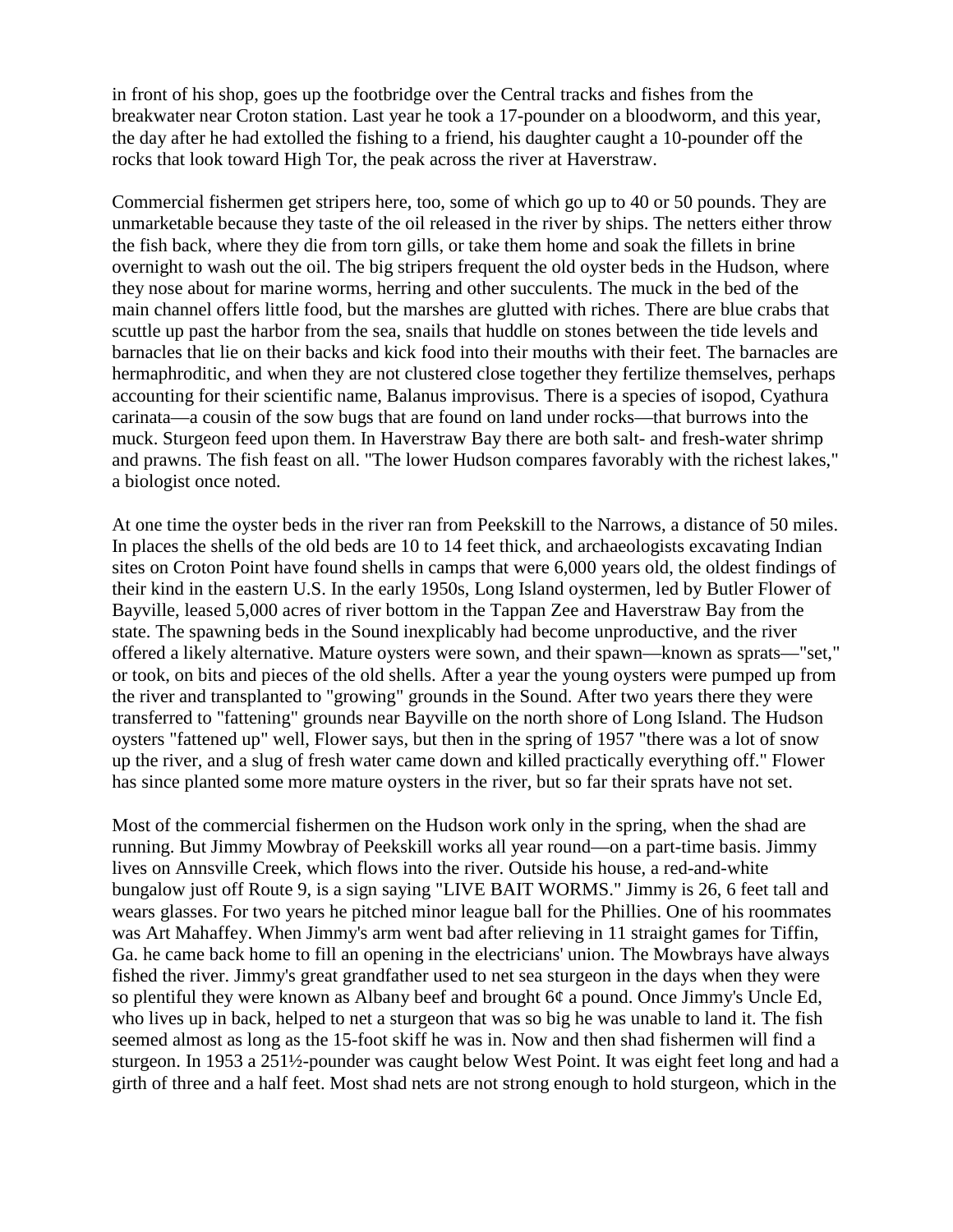in front of his shop, goes up the footbridge over the Central tracks and fishes from the breakwater near Croton station. Last year he took a 17-pounder on a bloodworm, and this year, the day after he had extolled the fishing to a friend, his daughter caught a 10-pounder off the rocks that look toward High Tor, the peak across the river at Haverstraw.

Commercial fishermen get stripers here, too, some of which go up to 40 or 50 pounds. They are unmarketable because they taste of the oil released in the river by ships. The netters either throw the fish back, where they die from torn gills, or take them home and soak the fillets in brine overnight to wash out the oil. The big stripers frequent the old oyster beds in the Hudson, where they nose about for marine worms, herring and other succulents. The muck in the bed of the main channel offers little food, but the marshes are glutted with riches. There are blue crabs that scuttle up past the harbor from the sea, snails that huddle on stones between the tide levels and barnacles that lie on their backs and kick food into their mouths with their feet. The barnacles are hermaphroditic, and when they are not clustered close together they fertilize themselves, perhaps accounting for their scientific name, Balanus improvisus. There is a species of isopod, Cyathura carinata—a cousin of the sow bugs that are found on land under rocks—that burrows into the muck. Sturgeon feed upon them. In Haverstraw Bay there are both salt- and fresh-water shrimp and prawns. The fish feast on all. "The lower Hudson compares favorably with the richest lakes," a biologist once noted.

At one time the oyster beds in the river ran from Peekskill to the Narrows, a distance of 50 miles. In places the shells of the old beds are 10 to 14 feet thick, and archaeologists excavating Indian sites on Croton Point have found shells in camps that were 6,000 years old, the oldest findings of their kind in the eastern U.S. In the early 1950s, Long Island oystermen, led by Butler Flower of Bayville, leased 5,000 acres of river bottom in the Tappan Zee and Haverstraw Bay from the state. The spawning beds in the Sound inexplicably had become unproductive, and the river offered a likely alternative. Mature oysters were sown, and their spawn—known as sprats—"set," or took, on bits and pieces of the old shells. After a year the young oysters were pumped up from the river and transplanted to "growing" grounds in the Sound. After two years there they were transferred to "fattening" grounds near Bayville on the north shore of Long Island. The Hudson oysters "fattened up" well, Flower says, but then in the spring of 1957 "there was a lot of snow up the river, and a slug of fresh water came down and killed practically everything off." Flower has since planted some more mature oysters in the river, but so far their sprats have not set.

Most of the commercial fishermen on the Hudson work only in the spring, when the shad are running. But Jimmy Mowbray of Peekskill works all year round—on a part-time basis. Jimmy lives on Annsville Creek, which flows into the river. Outside his house, a red-and-white bungalow just off Route 9, is a sign saying "LIVE BAIT WORMS." Jimmy is 26, 6 feet tall and wears glasses. For two years he pitched minor league ball for the Phillies. One of his roommates was Art Mahaffey. When Jimmy's arm went bad after relieving in 11 straight games for Tiffin, Ga. he came back home to fill an opening in the electricians' union. The Mowbrays have always fished the river. Jimmy's great grandfather used to net sea sturgeon in the days when they were so plentiful they were known as Albany beef and brought 6¢ a pound. Once Jimmy's Uncle Ed, who lives up in back, helped to net a sturgeon that was so big he was unable to land it. The fish seemed almost as long as the 15-foot skiff he was in. Now and then shad fishermen will find a sturgeon. In 1953 a 251½-pounder was caught below West Point. It was eight feet long and had a girth of three and a half feet. Most shad nets are not strong enough to hold sturgeon, which in the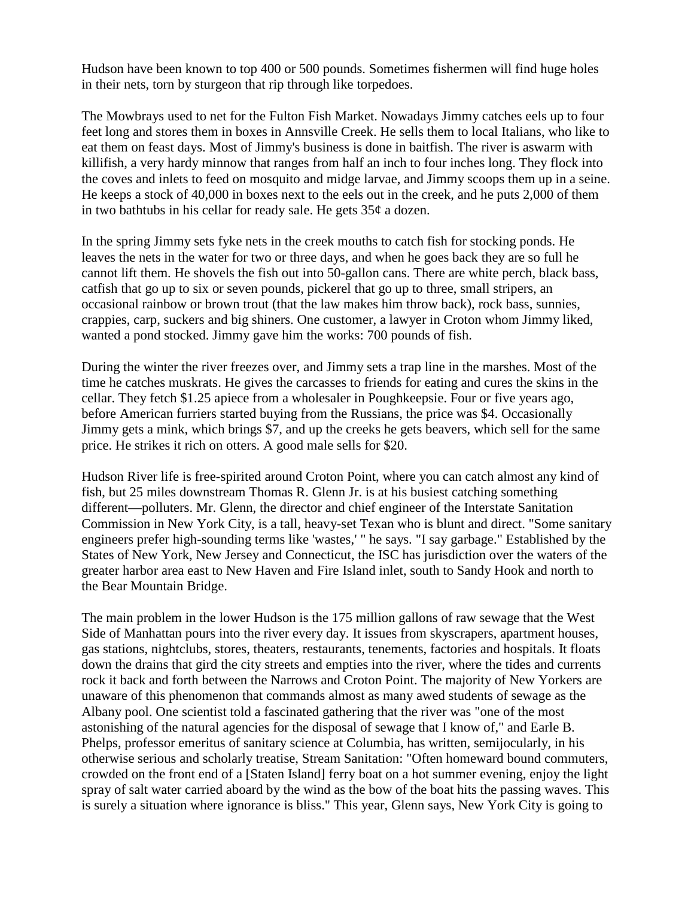Hudson have been known to top 400 or 500 pounds. Sometimes fishermen will find huge holes in their nets, torn by sturgeon that rip through like torpedoes.

The Mowbrays used to net for the Fulton Fish Market. Nowadays Jimmy catches eels up to four feet long and stores them in boxes in Annsville Creek. He sells them to local Italians, who like to eat them on feast days. Most of Jimmy's business is done in baitfish. The river is aswarm with killifish, a very hardy minnow that ranges from half an inch to four inches long. They flock into the coves and inlets to feed on mosquito and midge larvae, and Jimmy scoops them up in a seine. He keeps a stock of 40,000 in boxes next to the eels out in the creek, and he puts 2,000 of them in two bathtubs in his cellar for ready sale. He gets 35¢ a dozen.

In the spring Jimmy sets fyke nets in the creek mouths to catch fish for stocking ponds. He leaves the nets in the water for two or three days, and when he goes back they are so full he cannot lift them. He shovels the fish out into 50-gallon cans. There are white perch, black bass, catfish that go up to six or seven pounds, pickerel that go up to three, small stripers, an occasional rainbow or brown trout (that the law makes him throw back), rock bass, sunnies, crappies, carp, suckers and big shiners. One customer, a lawyer in Croton whom Jimmy liked, wanted a pond stocked. Jimmy gave him the works: 700 pounds of fish.

During the winter the river freezes over, and Jimmy sets a trap line in the marshes. Most of the time he catches muskrats. He gives the carcasses to friends for eating and cures the skins in the cellar. They fetch $1.25 apiece from a wholesaler in Poughkeepsie. Four or five years ago, before American furriers started buying from the Russians, the price was $4. Occasionally Jimmy gets a mink, which brings $7, and up the creeks he gets beavers, which sell for the same price. He strikes it rich on otters. A good male sells for $20.

Hudson River life is free-spirited around Croton Point, where you can catch almost any kind of fish, but 25 miles downstream Thomas R. Glenn Jr. is at his busiest catching something different—polluters. Mr. Glenn, the director and chief engineer of the Interstate Sanitation Commission in New York City, is a tall, heavy-set Texan who is blunt and direct. "Some sanitary engineers prefer high-sounding terms like 'wastes,' " he says. "I say garbage." Established by the States of New York, New Jersey and Connecticut, the ISC has jurisdiction over the waters of the greater harbor area east to New Haven and Fire Island inlet, south to Sandy Hook and north to the Bear Mountain Bridge.

The main problem in the lower Hudson is the 175 million gallons of raw sewage that the West Side of Manhattan pours into the river every day. It issues from skyscrapers, apartment houses, gas stations, nightclubs, stores, theaters, restaurants, tenements, factories and hospitals. It floats down the drains that gird the city streets and empties into the river, where the tides and currents rock it back and forth between the Narrows and Croton Point. The majority of New Yorkers are unaware of this phenomenon that commands almost as many awed students of sewage as the Albany pool. One scientist told a fascinated gathering that the river was "one of the most astonishing of the natural agencies for the disposal of sewage that I know of," and Earle B. Phelps, professor emeritus of sanitary science at Columbia, has written, semijocularly, in his otherwise serious and scholarly treatise, Stream Sanitation: "Often homeward bound commuters, crowded on the front end of a [Staten Island] ferry boat on a hot summer evening, enjoy the light spray of salt water carried aboard by the wind as the bow of the boat hits the passing waves. This is surely a situation where ignorance is bliss." This year, Glenn says, New York City is going to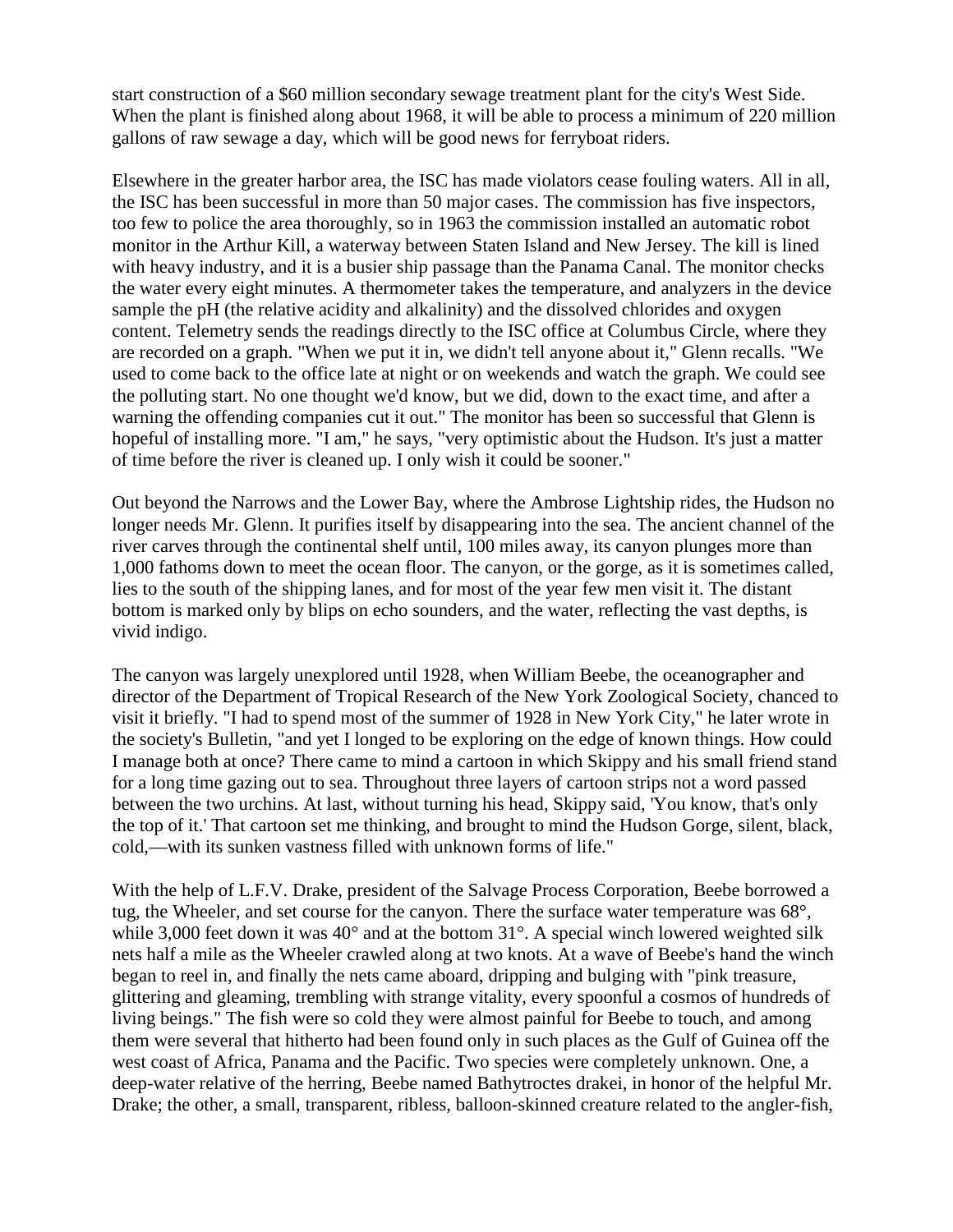start construction of a $60 million secondary sewage treatment plant for the city's West Side. When the plant is finished along about 1968, it will be able to process a minimum of 220 million gallons of raw sewage a day, which will be good news for ferryboat riders.

Elsewhere in the greater harbor area, the ISC has made violators cease fouling waters. All in all, the ISC has been successful in more than 50 major cases. The commission has five inspectors, too few to police the area thoroughly, so in 1963 the commission installed an automatic robot monitor in the Arthur Kill, a waterway between Staten Island and New Jersey. The kill is lined with heavy industry, and it is a busier ship passage than the Panama Canal. The monitor checks the water every eight minutes. A thermometer takes the temperature, and analyzers in the device sample the pH (the relative acidity and alkalinity) and the dissolved chlorides and oxygen content. Telemetry sends the readings directly to the ISC office at Columbus Circle, where they are recorded on a graph. "When we put it in, we didn't tell anyone about it," Glenn recalls. "We used to come back to the office late at night or on weekends and watch the graph. We could see the polluting start. No one thought we'd know, but we did, down to the exact time, and after a warning the offending companies cut it out." The monitor has been so successful that Glenn is hopeful of installing more. "I am," he says, "very optimistic about the Hudson. It's just a matter of time before the river is cleaned up. I only wish it could be sooner."

Out beyond the Narrows and the Lower Bay, where the Ambrose Lightship rides, the Hudson no longer needs Mr. Glenn. It purifies itself by disappearing into the sea. The ancient channel of the river carves through the continental shelf until, 100 miles away, its canyon plunges more than 1,000 fathoms down to meet the ocean floor. The canyon, or the gorge, as it is sometimes called, lies to the south of the shipping lanes, and for most of the year few men visit it. The distant bottom is marked only by blips on echo sounders, and the water, reflecting the vast depths, is vivid indigo.

The canyon was largely unexplored until 1928, when William Beebe, the oceanographer and director of the Department of Tropical Research of the New York Zoological Society, chanced to visit it briefly. "I had to spend most of the summer of 1928 in New York City," he later wrote in the society's Bulletin, "and yet I longed to be exploring on the edge of known things. How could I manage both at once? There came to mind a cartoon in which Skippy and his small friend stand for a long time gazing out to sea. Throughout three layers of cartoon strips not a word passed between the two urchins. At last, without turning his head, Skippy said, 'You know, that's only the top of it.' That cartoon set me thinking, and brought to mind the Hudson Gorge, silent, black, cold,—with its sunken vastness filled with unknown forms of life."

With the help of L.F.V. Drake, president of the Salvage Process Corporation, Beebe borrowed a tug, the Wheeler, and set course for the canyon. There the surface water temperature was 68°, while 3,000 feet down it was 40° and at the bottom 31°. A special winch lowered weighted silk nets half a mile as the Wheeler crawled along at two knots. At a wave of Beebe's hand the winch began to reel in, and finally the nets came aboard, dripping and bulging with "pink treasure, glittering and gleaming, trembling with strange vitality, every spoonful a cosmos of hundreds of living beings." The fish were so cold they were almost painful for Beebe to touch, and among them were several that hitherto had been found only in such places as the Gulf of Guinea off the west coast of Africa, Panama and the Pacific. Two species were completely unknown. One, a deep-water relative of the herring, Beebe named Bathytroctes drakei, in honor of the helpful Mr. Drake; the other, a small, transparent, ribless, balloon-skinned creature related to the angler-fish,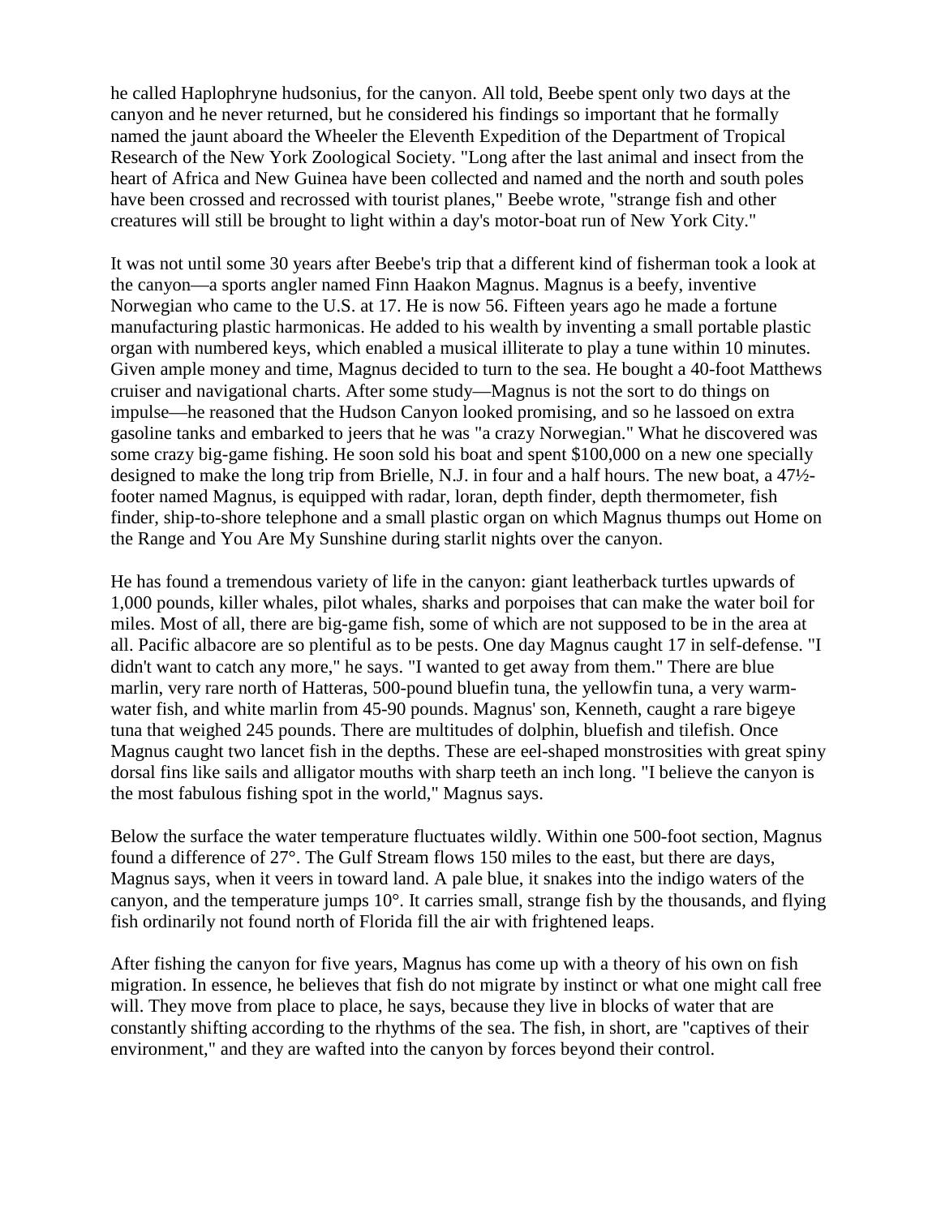he called Haplophryne hudsonius, for the canyon. All told, Beebe spent only two days at the canyon and he never returned, but he considered his findings so important that he formally named the jaunt aboard the Wheeler the Eleventh Expedition of the Department of Tropical Research of the New York Zoological Society. "Long after the last animal and insect from the heart of Africa and New Guinea have been collected and named and the north and south poles have been crossed and recrossed with tourist planes," Beebe wrote, "strange fish and other creatures will still be brought to light within a day's motor-boat run of New York City."

It was not until some 30 years after Beebe's trip that a different kind of fisherman took a look at the canyon—a sports angler named Finn Haakon Magnus. Magnus is a beefy, inventive Norwegian who came to the U.S. at 17. He is now 56. Fifteen years ago he made a fortune manufacturing plastic harmonicas. He added to his wealth by inventing a small portable plastic organ with numbered keys, which enabled a musical illiterate to play a tune within 10 minutes. Given ample money and time, Magnus decided to turn to the sea. He bought a 40-foot Matthews cruiser and navigational charts. After some study—Magnus is not the sort to do things on impulse—he reasoned that the Hudson Canyon looked promising, and so he lassoed on extra gasoline tanks and embarked to jeers that he was "a crazy Norwegian." What he discovered was some crazy big-game fishing. He soon sold his boat and spent $100,000 on a new one specially designed to make the long trip from Brielle, N.J. in four and a half hours. The new boat, a 47½-footer named Magnus, is equipped with radar, loran, depth finder, depth thermometer, fish finder, ship-to-shore telephone and a small plastic organ on which Magnus thumps out Home on the Range and You Are My Sunshine during starlit nights over the canyon.

He has found a tremendous variety of life in the canyon: giant leatherback turtles upwards of 1,000 pounds, killer whales, pilot whales, sharks and porpoises that can make the water boil for miles. Most of all, there are big-game fish, some of which are not supposed to be in the area at all. Pacific albacore are so plentiful as to be pests. One day Magnus caught 17 in self-defense. "I didn't want to catch any more," he says. "I wanted to get away from them." There are blue marlin, very rare north of Hatteras, 500-pound bluefin tuna, the yellowfin tuna, a very warm-water fish, and white marlin from 45-90 pounds. Magnus' son, Kenneth, caught a rare bigeye tuna that weighed 245 pounds. There are multitudes of dolphin, bluefish and tilefish. Once Magnus caught two lancet fish in the depths. These are eel-shaped monstrosities with great spiny dorsal fins like sails and alligator mouths with sharp teeth an inch long. "I believe the canyon is the most fabulous fishing spot in the world," Magnus says.

Below the surface the water temperature fluctuates wildly. Within one 500-foot section, Magnus found a difference of 27°. The Gulf Stream flows 150 miles to the east, but there are days, Magnus says, when it veers in toward land. A pale blue, it snakes into the indigo waters of the canyon, and the temperature jumps 10°. It carries small, strange fish by the thousands, and flying fish ordinarily not found north of Florida fill the air with frightened leaps.

After fishing the canyon for five years, Magnus has come up with a theory of his own on fish migration. In essence, he believes that fish do not migrate by instinct or what one might call free will. They move from place to place, he says, because they live in blocks of water that are constantly shifting according to the rhythms of the sea. The fish, in short, are "captives of their environment," and they are wafted into the canyon by forces beyond their control.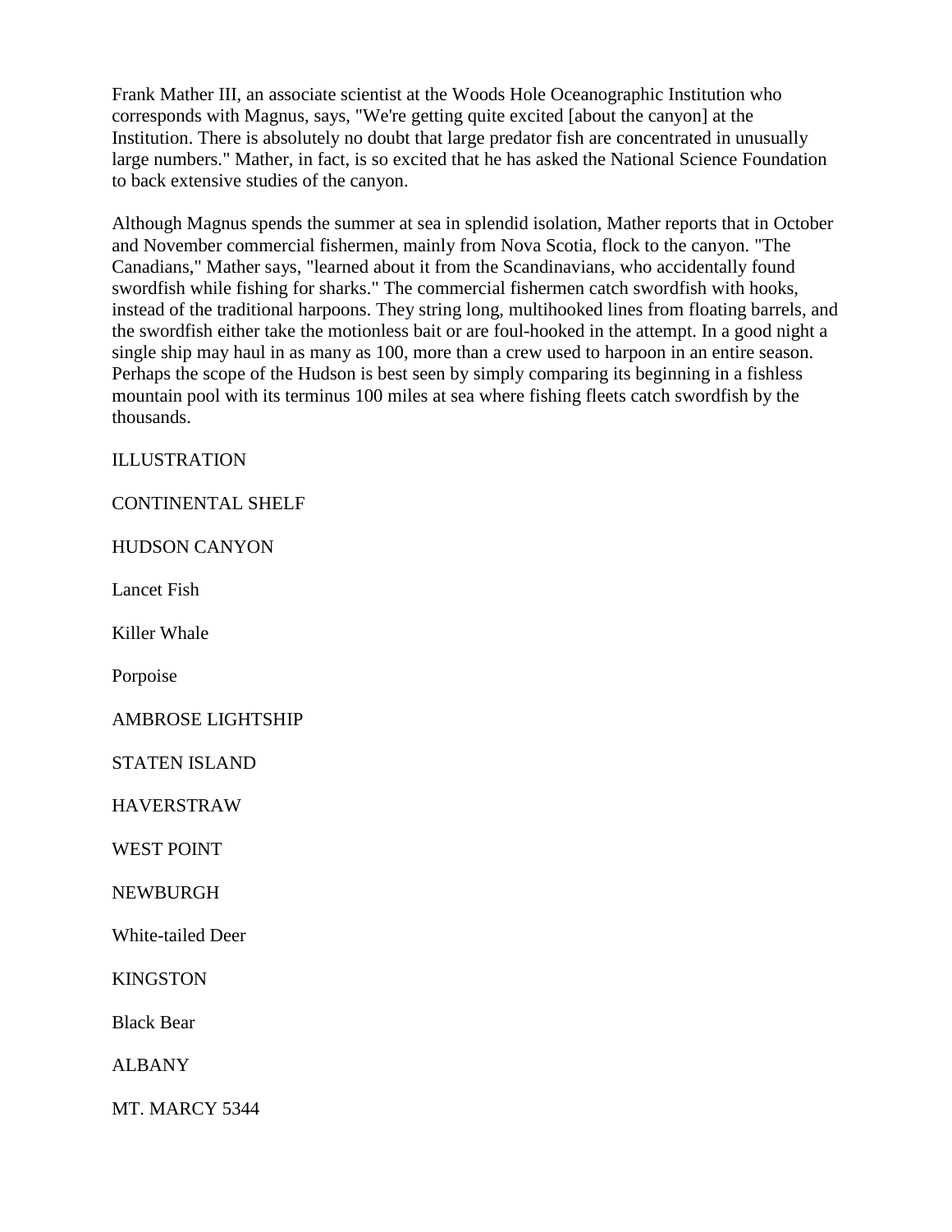Frank Mather III, an associate scientist at the Woods Hole Oceanographic Institution who corresponds with Magnus, says, "We're getting quite excited [about the canyon] at the Institution. There is absolutely no doubt that large predator fish are concentrated in unusually large numbers." Mather, in fact, is so excited that he has asked the National Science Foundation to back extensive studies of the canyon.

Although Magnus spends the summer at sea in splendid isolation, Mather reports that in October and November commercial fishermen, mainly from Nova Scotia, flock to the canyon. "The Canadians," Mather says, "learned about it from the Scandinavians, who accidentally found swordfish while fishing for sharks." The commercial fishermen catch swordfish with hooks, instead of the traditional harpoons. They string long, multihooked lines from floating barrels, and the swordfish either take the motionless bait or are foul-hooked in the attempt. In a good night a single ship may haul in as many as 100, more than a crew used to harpoon in an entire season. Perhaps the scope of the Hudson is best seen by simply comparing its beginning in a fishless mountain pool with its terminus 100 miles at sea where fishing fleets catch swordfish by the thousands.

ILLUSTRATION

CONTINENTAL SHELF

HUDSON CANYON

Lancet Fish

Killer Whale

Porpoise

AMBROSE LIGHTSHIP

STATEN ISLAND

HAVERSTRAW

WEST POINT

NEWBURGH

White-tailed Deer

KINGSTON

Black Bear

ALBANY

MT. MARCY 5344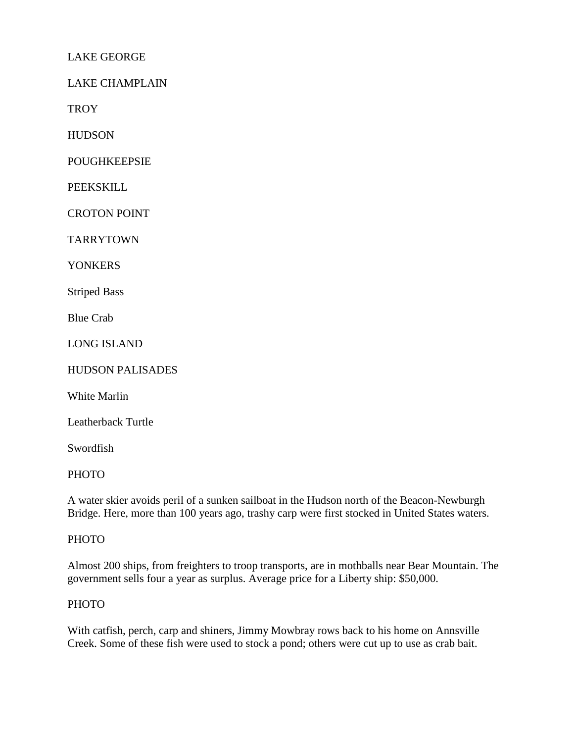LAKE GEORGE

LAKE CHAMPLAIN

TROY

HUDSON

POUGHKEEPSIE

PEEKSKILL

CROTON POINT

TARRYTOWN

YONKERS

Striped Bass

Blue Crab

LONG ISLAND

HUDSON PALISADES

White Marlin

Leatherback Turtle

Swordfish

PHOTO

A water skier avoids peril of a sunken sailboat in the Hudson north of the Beacon-Newburgh Bridge. Here, more than 100 years ago, trashy carp were first stocked in United States waters.

PHOTO

Almost 200 ships, from freighters to troop transports, are in mothballs near Bear Mountain. The government sells four a year as surplus. Average price for a Liberty ship: $50,000.

PHOTO

With catfish, perch, carp and shiners, Jimmy Mowbray rows back to his home on Annsville Creek. Some of these fish were used to stock a pond; others were cut up to use as crab bait.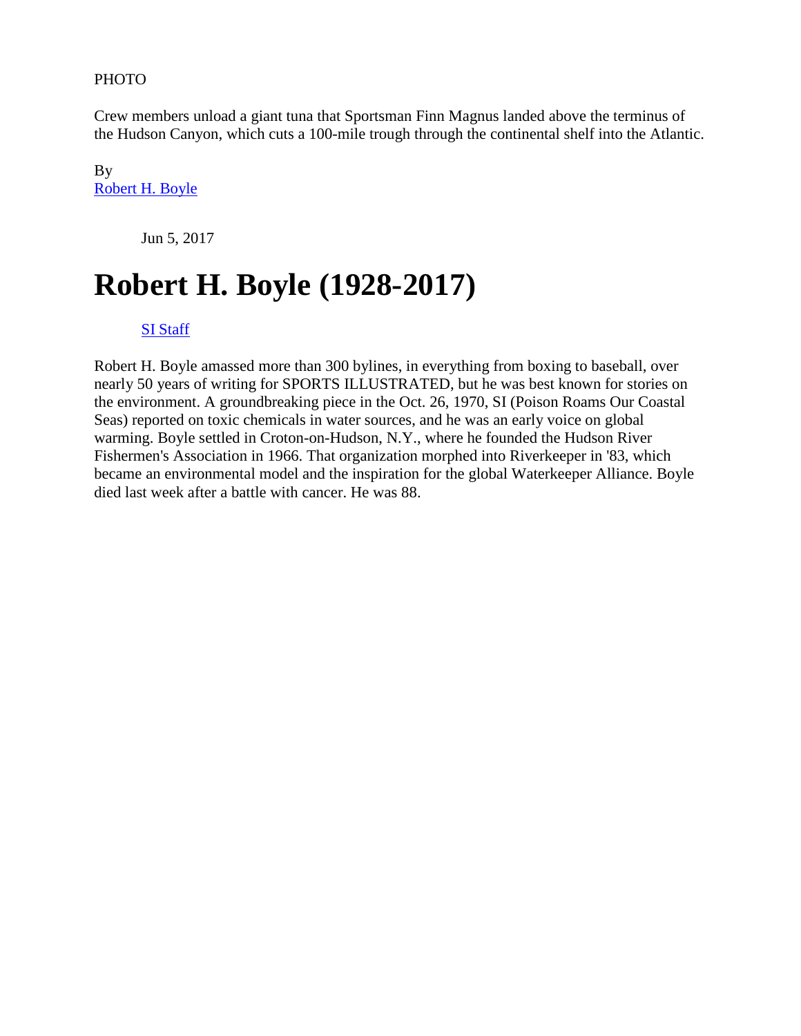PHOTO

Crew members unload a giant tuna that Sportsman Finn Magnus landed above the terminus of the Hudson Canyon, which cuts a 100-mile trough through the continental shelf into the Atlantic.

By
Robert H. Boyle

Jun 5, 2017

# Robert H. Boyle (1928-2017)

SI Staff

Robert H. Boyle amassed more than 300 bylines, in everything from boxing to baseball, over nearly 50 years of writing for SPORTS ILLUSTRATED, but he was best known for stories on the environment. A groundbreaking piece in the Oct. 26, 1970, SI (Poison Roams Our Coastal Seas) reported on toxic chemicals in water sources, and he was an early voice on global warming. Boyle settled in Croton-on-Hudson, N.Y., where he founded the Hudson River Fishermen's Association in 1966. That organization morphed into Riverkeeper in '83, which became an environmental model and the inspiration for the global Waterkeeper Alliance. Boyle died last week after a battle with cancer. He was 88.